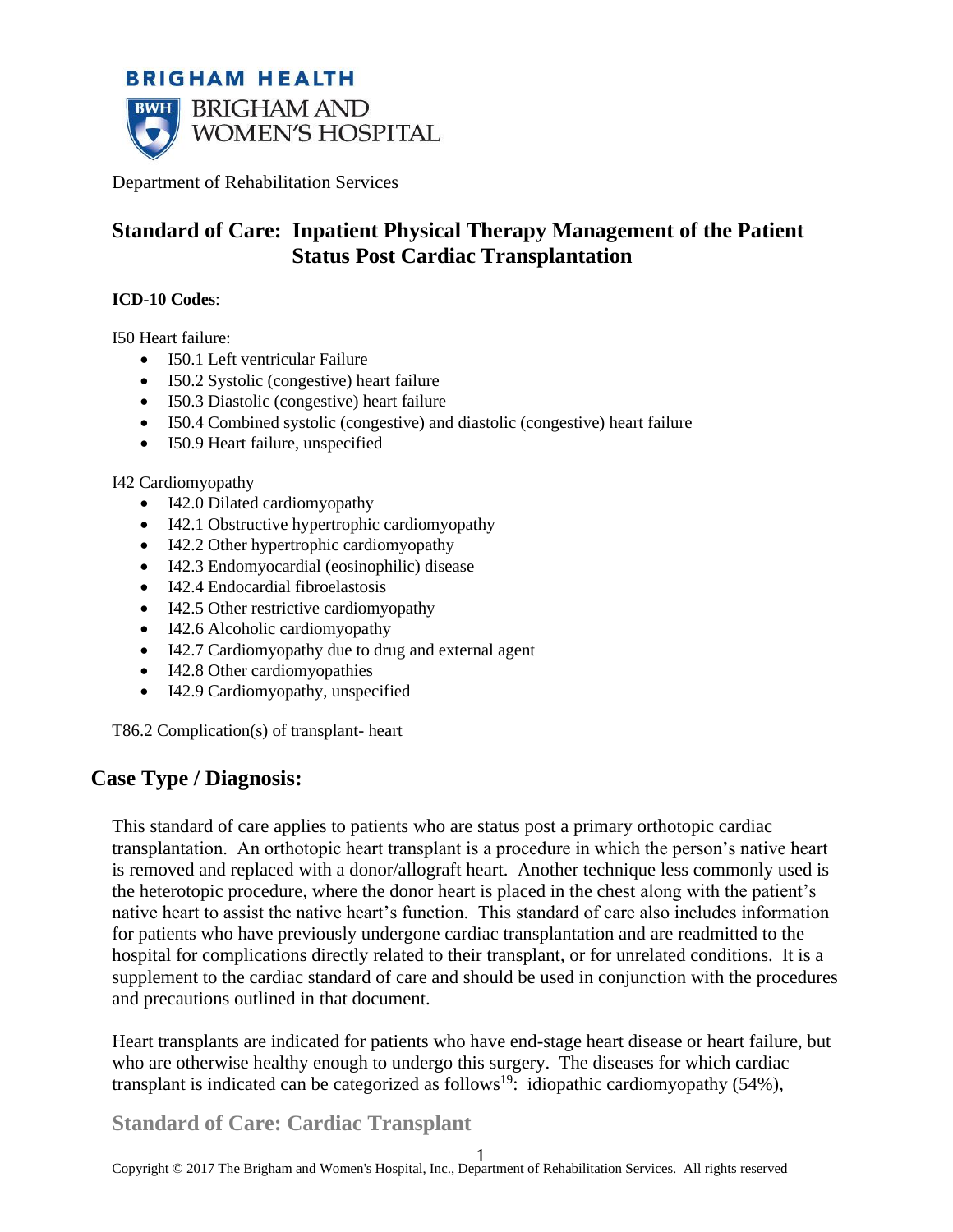BRIGHAM HEALTH

BRIGHAM AND WOMEN'S HOSPITAL

Department of Rehabilitation Services

# Standard of Care: Inpatient Physical Therapy Management of the Patient Status Post Cardiac Transplantation

**ICD-10 Codes**:

I50 Heart failure:

- I50.1 Left ventricular Failure
- I50.2 Systolic (congestive) heart failure
- I50.3 Diastolic (congestive) heart failure
- I50.4 Combined systolic (congestive) and diastolic (congestive) heart failure
- I50.9 Heart failure, unspecified

I42 Cardiomyopathy

- I42.0 Dilated cardiomyopathy
- I42.1 Obstructive hypertrophic cardiomyopathy
- I42.2 Other hypertrophic cardiomyopathy
- I42.3 Endomyocardial (eosinophilic) disease
- I42.4 Endocardial fibroelastosis
- I42.5 Other restrictive cardiomyopathy
- I42.6 Alcoholic cardiomyopathy
- I42.7 Cardiomyopathy due to drug and external agent
- I42.8 Other cardiomyopathies
- I42.9 Cardiomyopathy, unspecified

T86.2 Complication(s) of transplant- heart

## Case Type / Diagnosis:

This standard of care applies to patients who are status post a primary orthotopic cardiac transplantation. An orthotopic heart transplant is a procedure in which the person's native heart is removed and replaced with a donor/allograft heart. Another technique less commonly used is the heterotopic procedure, where the donor heart is placed in the chest along with the patient's native heart to assist the native heart's function. This standard of care also includes information for patients who have previously undergone cardiac transplantation and are readmitted to the hospital for complications directly related to their transplant, or for unrelated conditions. It is a supplement to the cardiac standard of care and should be used in conjunction with the procedures and precautions outlined in that document.

Heart transplants are indicated for patients who have end-stage heart disease or heart failure, but who are otherwise healthy enough to undergo this surgery. The diseases for which cardiac transplant is indicated can be categorized as follows[19]: idiopathic cardiomyopathy (54%),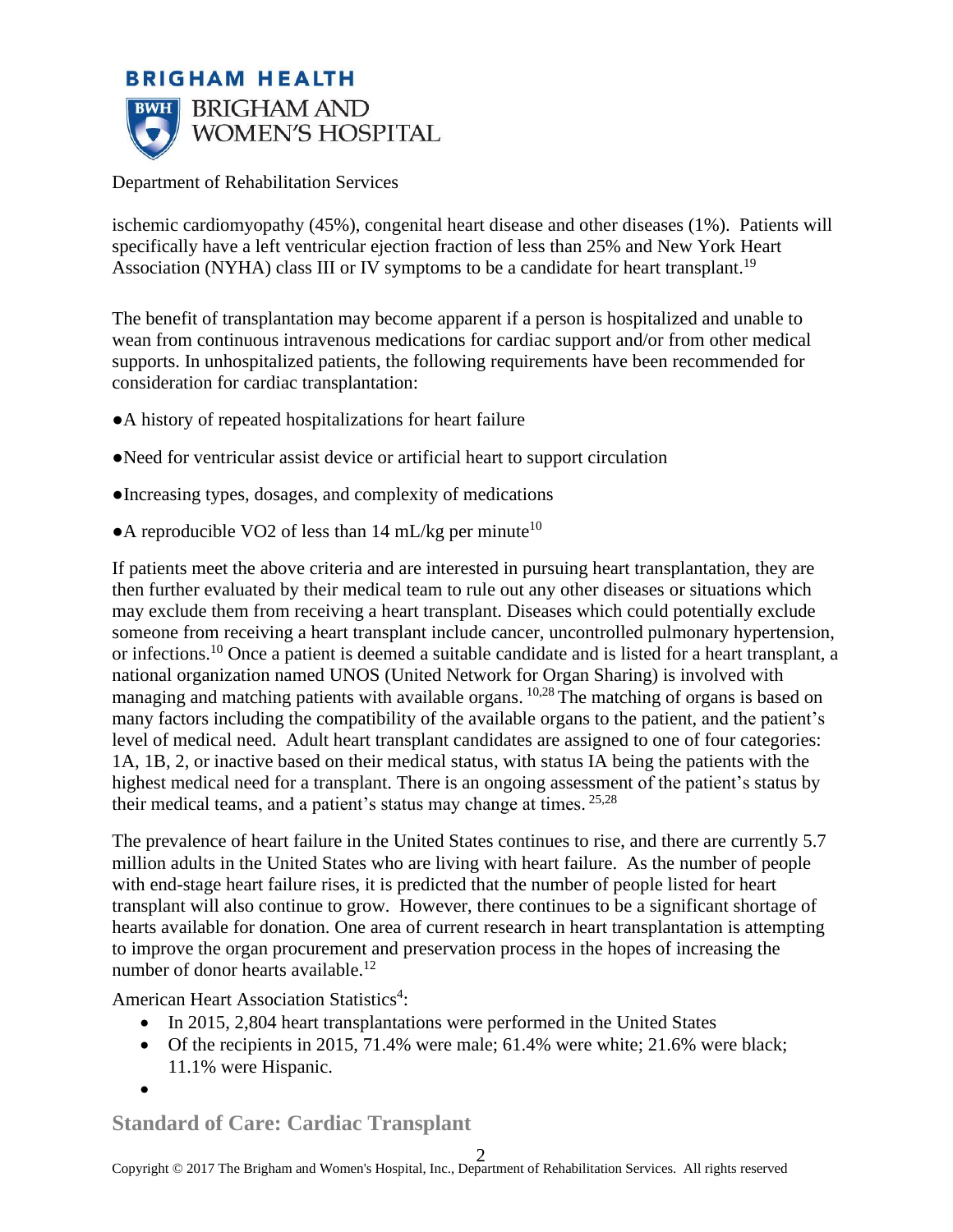ischemic cardiomyopathy (45%), congenital heart disease and other diseases (1%). Patients will specifically have a left ventricular ejection fraction of less than 25% and New York Heart Association (NYHA) class III or IV symptoms to be a candidate for heart transplant.[19]

The benefit of transplantation may become apparent if a person is hospitalized and unable to wean from continuous intravenous medications for cardiac support and/or from other medical supports. In unhospitalized patients, the following requirements have been recommended for consideration for cardiac transplantation:

- A history of repeated hospitalizations for heart failure
- Need for ventricular assist device or artificial heart to support circulation
- Increasing types, dosages, and complexity of medications
- A reproducible VO2 of less than 14 mL/kg per minute[10]

If patients meet the above criteria and are interested in pursuing heart transplantation, they are then further evaluated by their medical team to rule out any other diseases or situations which may exclude them from receiving a heart transplant. Diseases which could potentially exclude someone from receiving a heart transplant include cancer, uncontrolled pulmonary hypertension, or infections.[10] Once a patient is deemed a suitable candidate and is listed for a heart transplant, a national organization named UNOS (United Network for Organ Sharing) is involved with managing and matching patients with available organs.[10,28] The matching of organs is based on many factors including the compatibility of the available organs to the patient, and the patient's level of medical need. Adult heart transplant candidates are assigned to one of four categories: 1A, 1B, 2, or inactive based on their medical status, with status IA being the patients with the highest medical need for a transplant. There is an ongoing assessment of the patient's status by their medical teams, and a patient's status may change at times.[25,28]

The prevalence of heart failure in the United States continues to rise, and there are currently 5.7 million adults in the United States who are living with heart failure. As the number of people with end-stage heart failure rises, it is predicted that the number of people listed for heart transplant will also continue to grow. However, there continues to be a significant shortage of hearts available for donation. One area of current research in heart transplantation is attempting to improve the organ procurement and preservation process in the hopes of increasing the number of donor hearts available.[12]

American Heart Association Statistics[4]:

- In 2015, 2,804 heart transplantations were performed in the United States
- Of the recipients in 2015, 71.4% were male; 61.4% were white; 21.6% were black; 11.1% were Hispanic.
- 

## Standard of Care: Cardiac Transplant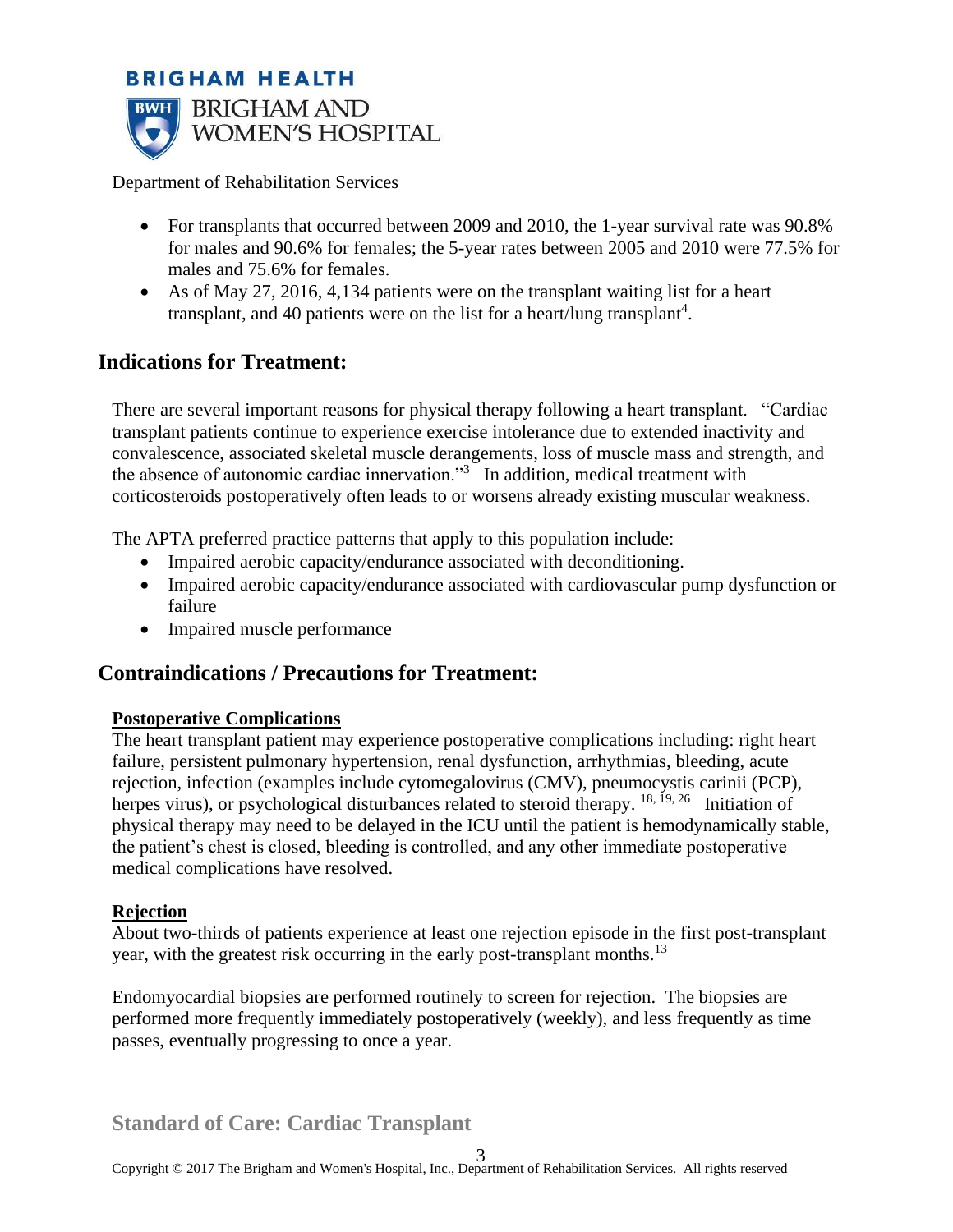- For transplants that occurred between 2009 and 2010, the 1-year survival rate was 90.8% for males and 90.6% for females; the 5-year rates between 2005 and 2010 were 77.5% for males and 75.6% for females.
- As of May 27, 2016, 4,134 patients were on the transplant waiting list for a heart transplant, and 40 patients were on the list for a heart/lung transplant[4].

## Indications for Treatment:

There are several important reasons for physical therapy following a heart transplant. "Cardiac transplant patients continue to experience exercise intolerance due to extended inactivity and convalescence, associated skeletal muscle derangements, loss of muscle mass and strength, and the absence of autonomic cardiac innervation."[3] In addition, medical treatment with corticosteroids postoperatively often leads to or worsens already existing muscular weakness.

The APTA preferred practice patterns that apply to this population include:

- Impaired aerobic capacity/endurance associated with deconditioning.
- Impaired aerobic capacity/endurance associated with cardiovascular pump dysfunction or failure
- Impaired muscle performance

## Contraindications / Precautions for Treatment:

**Postoperative Complications**

The heart transplant patient may experience postoperative complications including: right heart failure, persistent pulmonary hypertension, renal dysfunction, arrhythmias, bleeding, acute rejection, infection (examples include cytomegalovirus (CMV), pneumocystis carinii (PCP), herpes virus), or psychological disturbances related to steroid therapy.[18, 19, 26] Initiation of physical therapy may need to be delayed in the ICU until the patient is hemodynamically stable, the patient's chest is closed, bleeding is controlled, and any other immediate postoperative medical complications have resolved.

**Rejection**

About two-thirds of patients experience at least one rejection episode in the first post-transplant year, with the greatest risk occurring in the early post-transplant months.[13]

Endomyocardial biopsies are performed routinely to screen for rejection. The biopsies are performed more frequently immediately postoperatively (weekly), and less frequently as time passes, eventually progressing to once a year.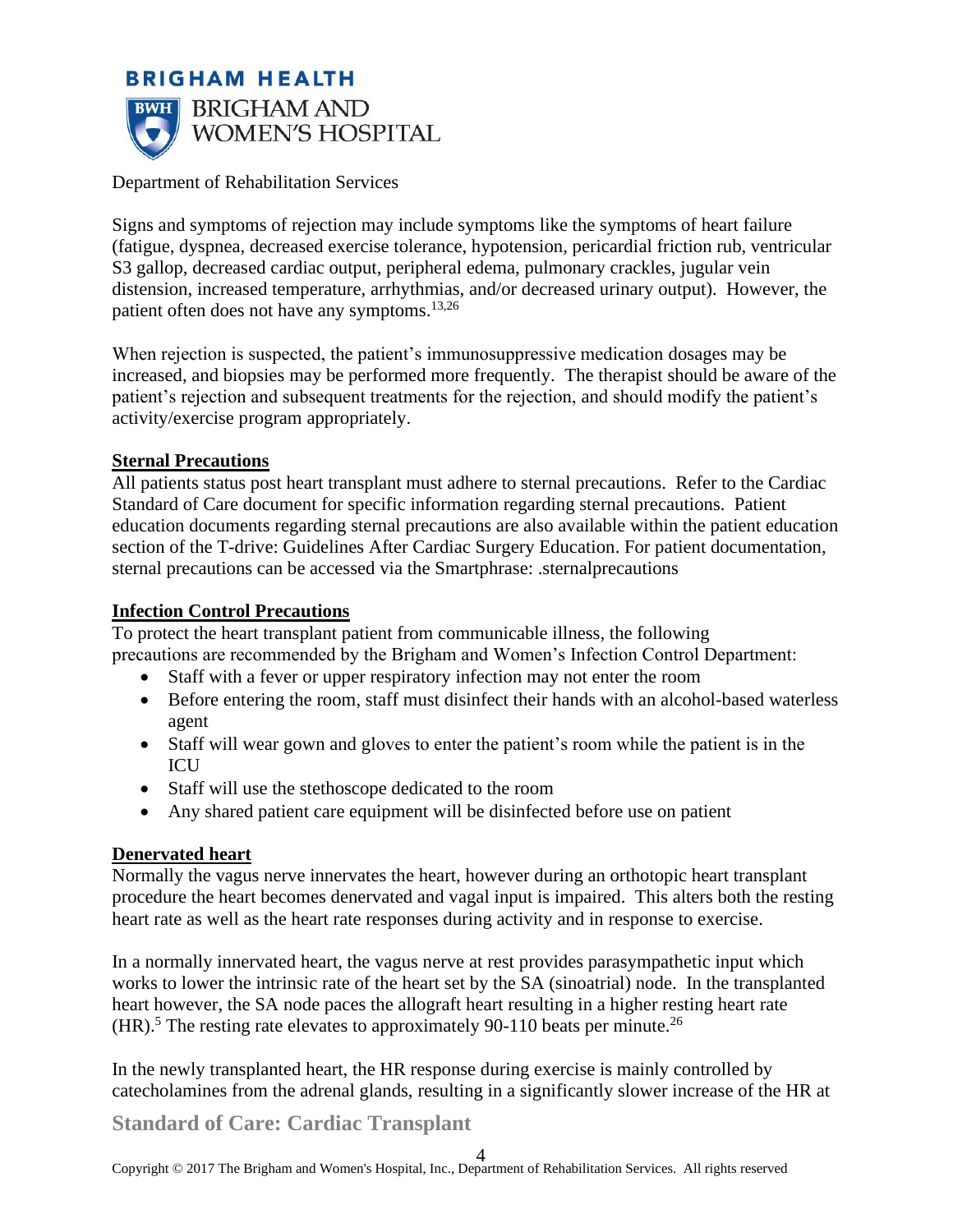Signs and symptoms of rejection may include symptoms like the symptoms of heart failure (fatigue, dyspnea, decreased exercise tolerance, hypotension, pericardial friction rub, ventricular S3 gallop, decreased cardiac output, peripheral edema, pulmonary crackles, jugular vein distension, increased temperature, arrhythmias, and/or decreased urinary output). However, the patient often does not have any symptoms.[13,26]

When rejection is suspected, the patient's immunosuppressive medication dosages may be increased, and biopsies may be performed more frequently. The therapist should be aware of the patient's rejection and subsequent treatments for the rejection, and should modify the patient's activity/exercise program appropriately.

**Sternal Precautions**

All patients status post heart transplant must adhere to sternal precautions. Refer to the Cardiac Standard of Care document for specific information regarding sternal precautions. Patient education documents regarding sternal precautions are also available within the patient education section of the T-drive: Guidelines After Cardiac Surgery Education. For patient documentation, sternal precautions can be accessed via the Smartphrase: .sternalprecautions

**Infection Control Precautions**

To protect the heart transplant patient from communicable illness, the following precautions are recommended by the Brigham and Women's Infection Control Department:

- Staff with a fever or upper respiratory infection may not enter the room
- Before entering the room, staff must disinfect their hands with an alcohol-based waterless agent
- Staff will wear gown and gloves to enter the patient's room while the patient is in the ICU
- Staff will use the stethoscope dedicated to the room
- Any shared patient care equipment will be disinfected before use on patient

**Denervated heart**

Normally the vagus nerve innervates the heart, however during an orthotopic heart transplant procedure the heart becomes denervated and vagal input is impaired. This alters both the resting heart rate as well as the heart rate responses during activity and in response to exercise.

In a normally innervated heart, the vagus nerve at rest provides parasympathetic input which works to lower the intrinsic rate of the heart set by the SA (sinoatrial) node. In the transplanted heart however, the SA node paces the allograft heart resulting in a higher resting heart rate (HR).[5] The resting rate elevates to approximately 90-110 beats per minute.[26]

In the newly transplanted heart, the HR response during exercise is mainly controlled by catecholamines from the adrenal glands, resulting in a significantly slower increase of the HR at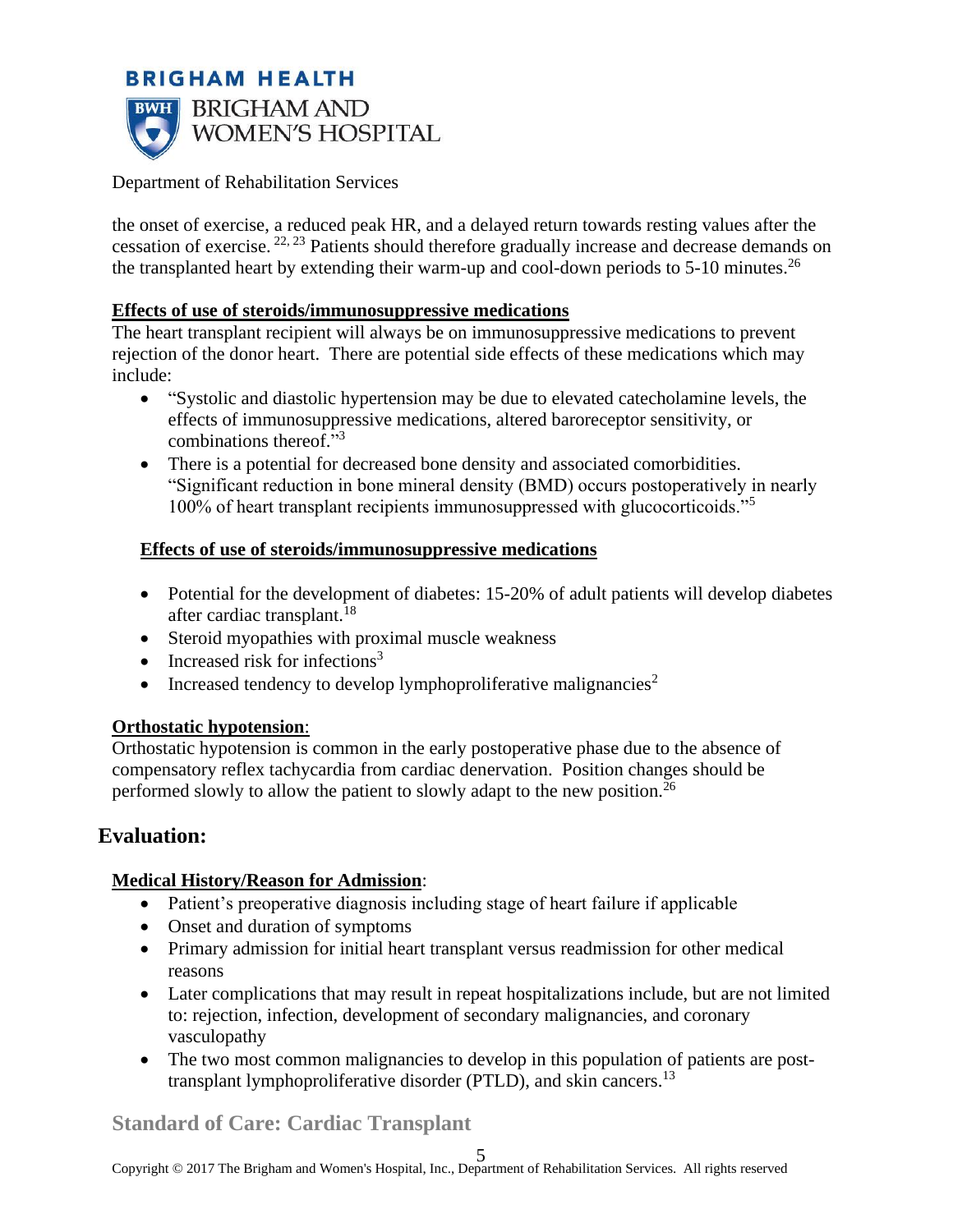the onset of exercise, a reduced peak HR, and a delayed return towards resting values after the cessation of exercise.[22, 23] Patients should therefore gradually increase and decrease demands on the transplanted heart by extending their warm-up and cool-down periods to 5-10 minutes.[26]

**Effects of use of steroids/immunosuppressive medications**

The heart transplant recipient will always be on immunosuppressive medications to prevent rejection of the donor heart. There are potential side effects of these medications which may include:

- "Systolic and diastolic hypertension may be due to elevated catecholamine levels, the effects of immunosuppressive medications, altered baroreceptor sensitivity, or combinations thereof."[3]
- There is a potential for decreased bone density and associated comorbidities. "Significant reduction in bone mineral density (BMD) occurs postoperatively in nearly 100% of heart transplant recipients immunosuppressed with glucocorticoids."[5]

**Effects of use of steroids/immunosuppressive medications**

- Potential for the development of diabetes: 15-20% of adult patients will develop diabetes after cardiac transplant.[18]
- Steroid myopathies with proximal muscle weakness
- Increased risk for infections[3]
- Increased tendency to develop lymphoproliferative malignancies[2]

**Orthostatic hypotension**:

Orthostatic hypotension is common in the early postoperative phase due to the absence of compensatory reflex tachycardia from cardiac denervation. Position changes should be performed slowly to allow the patient to slowly adapt to the new position.[26]

## Evaluation:

**Medical History/Reason for Admission**:

- Patient's preoperative diagnosis including stage of heart failure if applicable
- Onset and duration of symptoms
- Primary admission for initial heart transplant versus readmission for other medical reasons
- Later complications that may result in repeat hospitalizations include, but are not limited to: rejection, infection, development of secondary malignancies, and coronary vasculopathy
- The two most common malignancies to develop in this population of patients are post-transplant lymphoproliferative disorder (PTLD), and skin cancers.[13]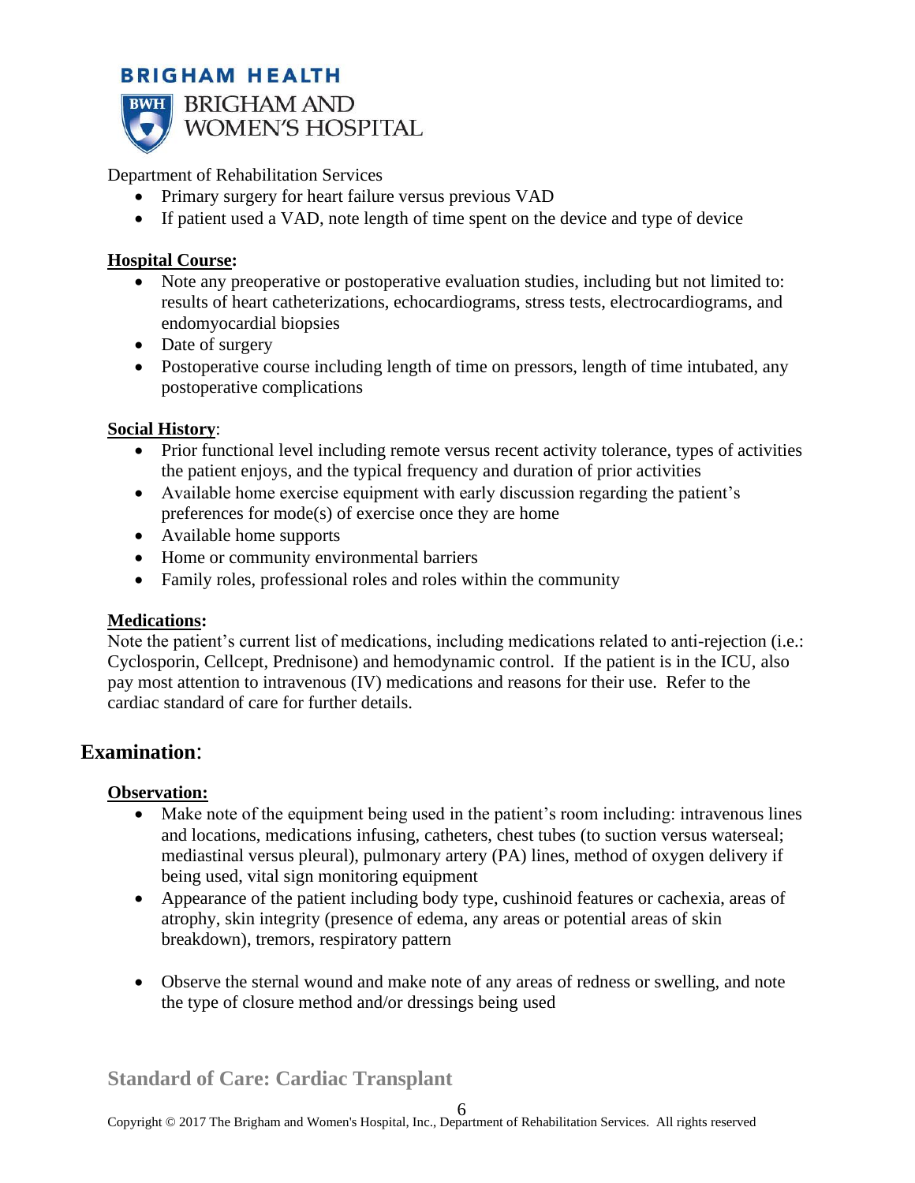- Primary surgery for heart failure versus previous VAD
- If patient used a VAD, note length of time spent on the device and type of device

**Hospital Course:**

- Note any preoperative or postoperative evaluation studies, including but not limited to: results of heart catheterizations, echocardiograms, stress tests, electrocardiograms, and endomyocardial biopsies
- Date of surgery
- Postoperative course including length of time on pressors, length of time intubated, any postoperative complications

**Social History**:

- Prior functional level including remote versus recent activity tolerance, types of activities the patient enjoys, and the typical frequency and duration of prior activities
- Available home exercise equipment with early discussion regarding the patient's preferences for mode(s) of exercise once they are home
- Available home supports
- Home or community environmental barriers
- Family roles, professional roles and roles within the community

**Medications:**

Note the patient's current list of medications, including medications related to anti-rejection (i.e.: Cyclosporin, Cellcept, Prednisone) and hemodynamic control. If the patient is in the ICU, also pay most attention to intravenous (IV) medications and reasons for their use. Refer to the cardiac standard of care for further details.

## Examination:

**Observation:**

- Make note of the equipment being used in the patient's room including: intravenous lines and locations, medications infusing, catheters, chest tubes (to suction versus waterseal; mediastinal versus pleural), pulmonary artery (PA) lines, method of oxygen delivery if being used, vital sign monitoring equipment
- Appearance of the patient including body type, cushinoid features or cachexia, areas of atrophy, skin integrity (presence of edema, any areas or potential areas of skin breakdown), tremors, respiratory pattern
- Observe the sternal wound and make note of any areas of redness or swelling, and note the type of closure method and/or dressings being used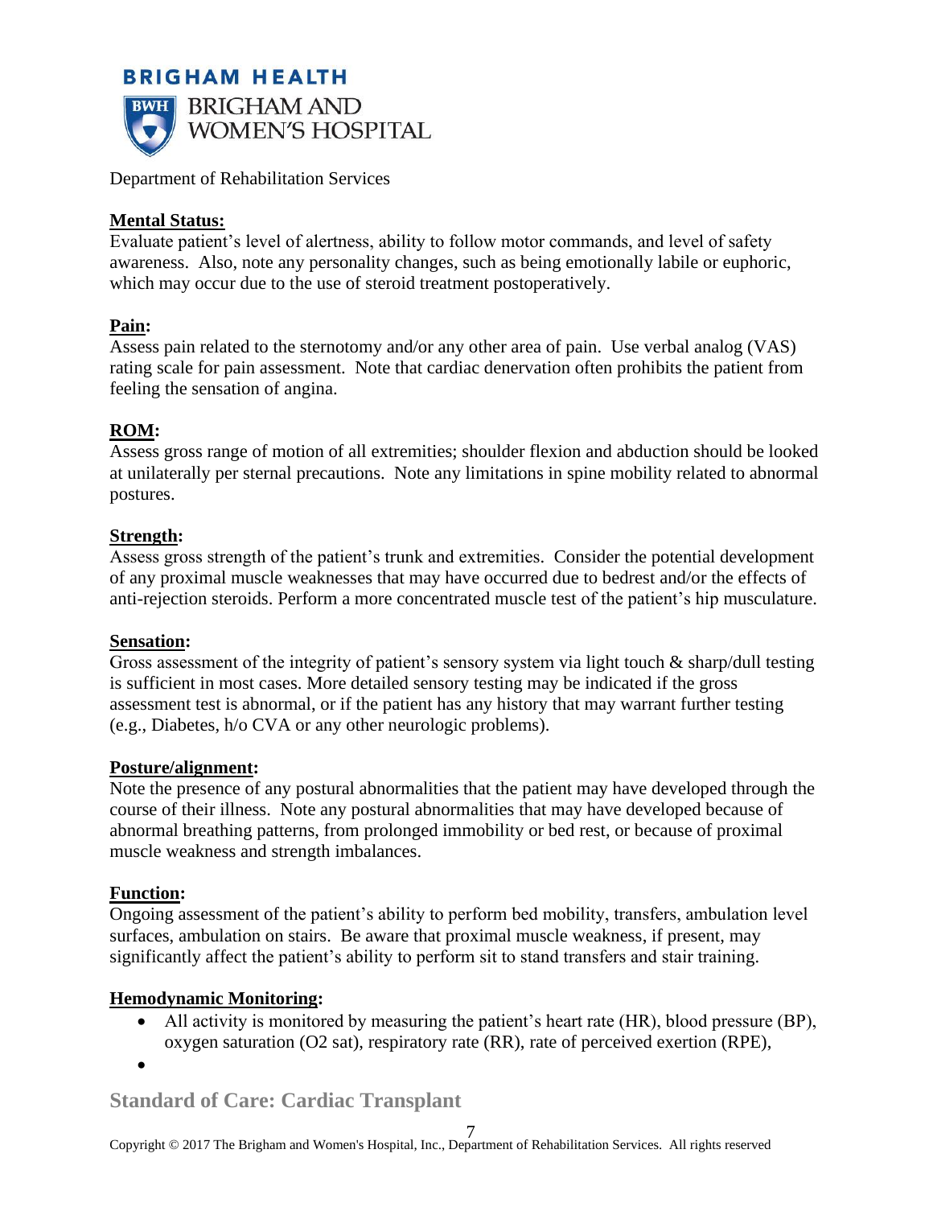**Mental Status:**
Evaluate patient's level of alertness, ability to follow motor commands, and level of safety awareness. Also, note any personality changes, such as being emotionally labile or euphoric, which may occur due to the use of steroid treatment postoperatively.

**Pain:**
Assess pain related to the sternotomy and/or any other area of pain. Use verbal analog (VAS) rating scale for pain assessment. Note that cardiac denervation often prohibits the patient from feeling the sensation of angina.

**ROM:**
Assess gross range of motion of all extremities; shoulder flexion and abduction should be looked at unilaterally per sternal precautions. Note any limitations in spine mobility related to abnormal postures.

**Strength:**
Assess gross strength of the patient's trunk and extremities. Consider the potential development of any proximal muscle weaknesses that may have occurred due to bedrest and/or the effects of anti-rejection steroids. Perform a more concentrated muscle test of the patient's hip musculature.

**Sensation:**
Gross assessment of the integrity of patient's sensory system via light touch & sharp/dull testing is sufficient in most cases. More detailed sensory testing may be indicated if the gross assessment test is abnormal, or if the patient has any history that may warrant further testing (e.g., Diabetes, h/o CVA or any other neurologic problems).

**Posture/alignment:**
Note the presence of any postural abnormalities that the patient may have developed through the course of their illness. Note any postural abnormalities that may have developed because of abnormal breathing patterns, from prolonged immobility or bed rest, or because of proximal muscle weakness and strength imbalances.

**Function:**
Ongoing assessment of the patient's ability to perform bed mobility, transfers, ambulation level surfaces, ambulation on stairs. Be aware that proximal muscle weakness, if present, may significantly affect the patient's ability to perform sit to stand transfers and stair training.

**Hemodynamic Monitoring:**

- All activity is monitored by measuring the patient's heart rate (HR), blood pressure (BP), oxygen saturation (O2 sat), respiratory rate (RR), rate of perceived exertion (RPE),
-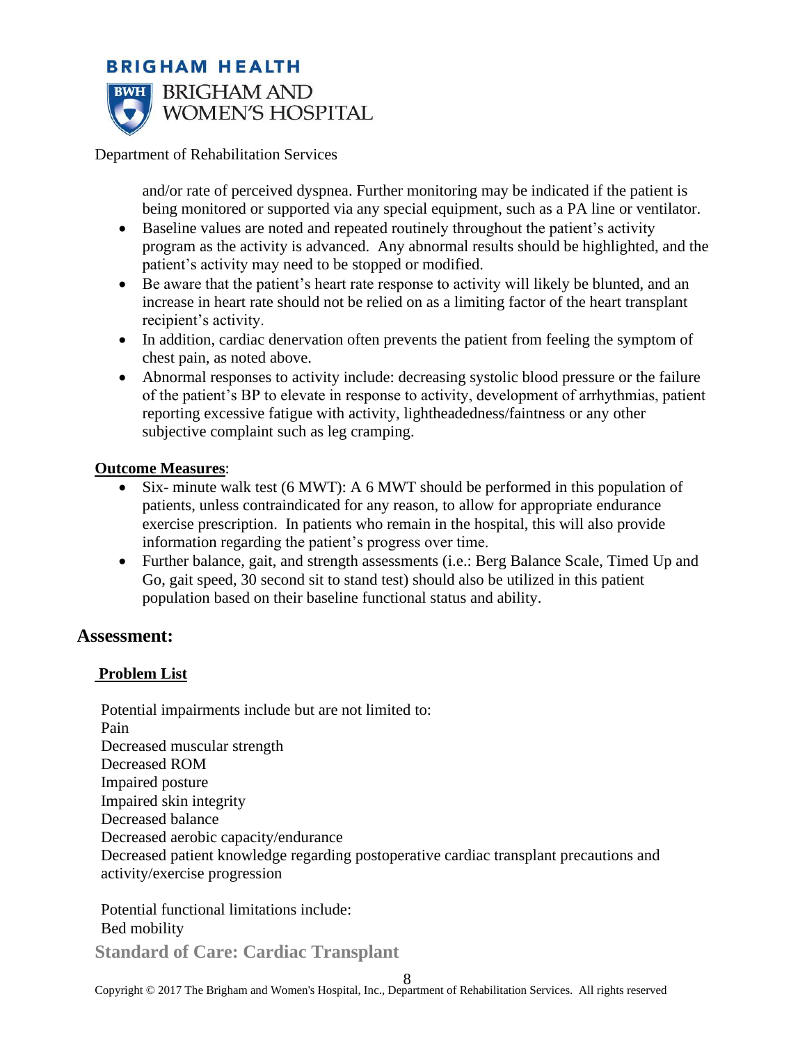and/or rate of perceived dyspnea. Further monitoring may be indicated if the patient is being monitored or supported via any special equipment, such as a PA line or ventilator.

- Baseline values are noted and repeated routinely throughout the patient's activity program as the activity is advanced. Any abnormal results should be highlighted, and the patient's activity may need to be stopped or modified.
- Be aware that the patient's heart rate response to activity will likely be blunted, and an increase in heart rate should not be relied on as a limiting factor of the heart transplant recipient's activity.
- In addition, cardiac denervation often prevents the patient from feeling the symptom of chest pain, as noted above.
- Abnormal responses to activity include: decreasing systolic blood pressure or the failure of the patient's BP to elevate in response to activity, development of arrhythmias, patient reporting excessive fatigue with activity, lightheadedness/faintness or any other subjective complaint such as leg cramping.

**Outcome Measures**:

- Six- minute walk test (6 MWT): A 6 MWT should be performed in this population of patients, unless contraindicated for any reason, to allow for appropriate endurance exercise prescription. In patients who remain in the hospital, this will also provide information regarding the patient's progress over time.
- Further balance, gait, and strength assessments (i.e.: Berg Balance Scale, Timed Up and Go, gait speed, 30 second sit to stand test) should also be utilized in this patient population based on their baseline functional status and ability.

## Assessment:

**Problem List**

Potential impairments include but are not limited to:
Pain
Decreased muscular strength
Decreased ROM
Impaired posture
Impaired skin integrity
Decreased balance
Decreased aerobic capacity/endurance
Decreased patient knowledge regarding postoperative cardiac transplant precautions and activity/exercise progression

Potential functional limitations include:
Bed mobility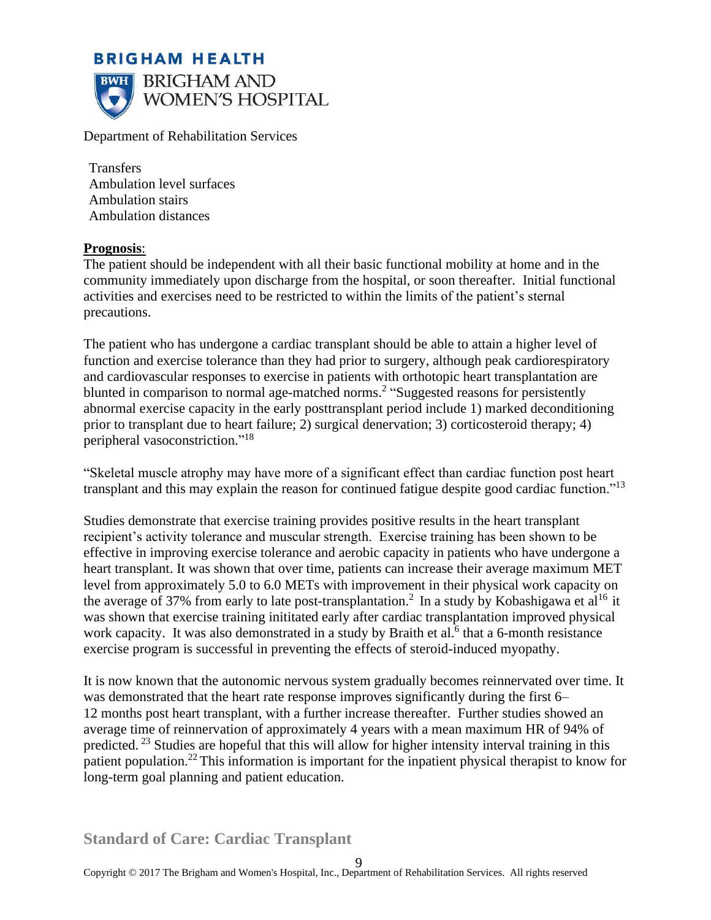Department of Rehabilitation Services

- Transfers
- Ambulation level surfaces
- Ambulation stairs
- Ambulation distances

**Prognosis**:

The patient should be independent with all their basic functional mobility at home and in the community immediately upon discharge from the hospital, or soon thereafter. Initial functional activities and exercises need to be restricted to within the limits of the patient's sternal precautions.

The patient who has undergone a cardiac transplant should be able to attain a higher level of function and exercise tolerance than they had prior to surgery, although peak cardiorespiratory and cardiovascular responses to exercise in patients with orthotopic heart transplantation are blunted in comparison to normal age-matched norms.[2] "Suggested reasons for persistently abnormal exercise capacity in the early posttransplant period include 1) marked deconditioning prior to transplant due to heart failure; 2) surgical denervation; 3) corticosteroid therapy; 4) peripheral vasoconstriction."[18]

"Skeletal muscle atrophy may have more of a significant effect than cardiac function post heart transplant and this may explain the reason for continued fatigue despite good cardiac function."[13]

Studies demonstrate that exercise training provides positive results in the heart transplant recipient's activity tolerance and muscular strength. Exercise training has been shown to be effective in improving exercise tolerance and aerobic capacity in patients who have undergone a heart transplant. It was shown that over time, patients can increase their average maximum MET level from approximately 5.0 to 6.0 METs with improvement in their physical work capacity on the average of 37% from early to late post-transplantation.[2] In a study by Kobashigawa et al[16] it was shown that exercise training inititated early after cardiac transplantation improved physical work capacity. It was also demonstrated in a study by Braith et al.[6] that a 6-month resistance exercise program is successful in preventing the effects of steroid-induced myopathy.

It is now known that the autonomic nervous system gradually becomes reinnervated over time. It was demonstrated that the heart rate response improves significantly during the first 6–12 months post heart transplant, with a further increase thereafter. Further studies showed an average time of reinnervation of approximately 4 years with a mean maximum HR of 94% of predicted.[23] Studies are hopeful that this will allow for higher intensity interval training in this patient population.[22] This information is important for the inpatient physical therapist to know for long-term goal planning and patient education.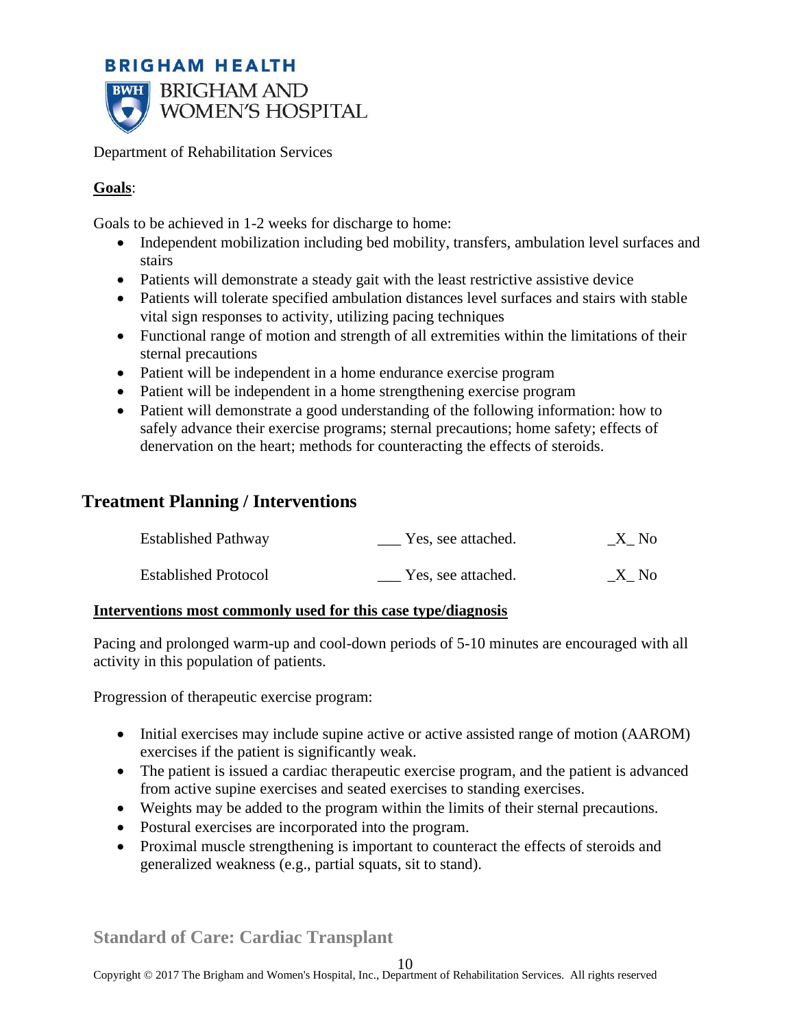Department of Rehabilitation Services

**Goals**:

Goals to be achieved in 1-2 weeks for discharge to home:

- Independent mobilization including bed mobility, transfers, ambulation level surfaces and stairs
- Patients will demonstrate a steady gait with the least restrictive assistive device
- Patients will tolerate specified ambulation distances level surfaces and stairs with stable vital sign responses to activity, utilizing pacing techniques
- Functional range of motion and strength of all extremities within the limitations of their sternal precautions
- Patient will be independent in a home endurance exercise program
- Patient will be independent in a home strengthening exercise program
- Patient will demonstrate a good understanding of the following information: how to safely advance their exercise programs; sternal precautions; home safety; effects of denervation on the heart; methods for counteracting the effects of steroids.

## Treatment Planning / Interventions

| | | |
|---|---|---|
| Established Pathway | ___ Yes, see attached. | _X_ No |
| Established Protocol | ___ Yes, see attached. | _X_ No |

**Interventions most commonly used for this case type/diagnosis**

Pacing and prolonged warm-up and cool-down periods of 5-10 minutes are encouraged with all activity in this population of patients.

Progression of therapeutic exercise program:

- Initial exercises may include supine active or active assisted range of motion (AAROM) exercises if the patient is significantly weak.
- The patient is issued a cardiac therapeutic exercise program, and the patient is advanced from active supine exercises and seated exercises to standing exercises.
- Weights may be added to the program within the limits of their sternal precautions.
- Postural exercises are incorporated into the program.
- Proximal muscle strengthening is important to counteract the effects of steroids and generalized weakness (e.g., partial squats, sit to stand).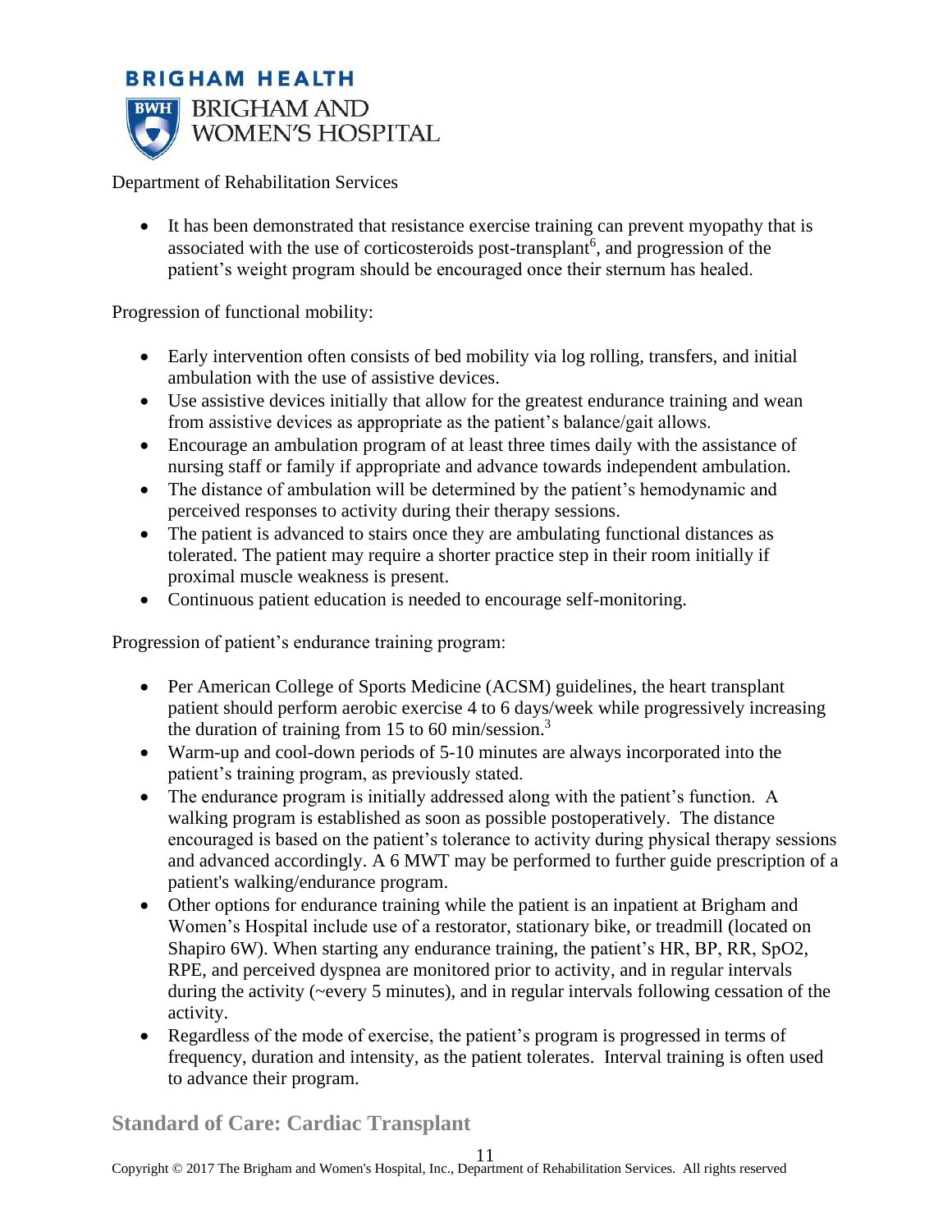- It has been demonstrated that resistance exercise training can prevent myopathy that is associated with the use of corticosteroids post-transplant[6], and progression of the patient's weight program should be encouraged once their sternum has healed.

Progression of functional mobility:

- Early intervention often consists of bed mobility via log rolling, transfers, and initial ambulation with the use of assistive devices.
- Use assistive devices initially that allow for the greatest endurance training and wean from assistive devices as appropriate as the patient's balance/gait allows.
- Encourage an ambulation program of at least three times daily with the assistance of nursing staff or family if appropriate and advance towards independent ambulation.
- The distance of ambulation will be determined by the patient's hemodynamic and perceived responses to activity during their therapy sessions.
- The patient is advanced to stairs once they are ambulating functional distances as tolerated. The patient may require a shorter practice step in their room initially if proximal muscle weakness is present.
- Continuous patient education is needed to encourage self-monitoring.

Progression of patient's endurance training program:

- Per American College of Sports Medicine (ACSM) guidelines, the heart transplant patient should perform aerobic exercise 4 to 6 days/week while progressively increasing the duration of training from 15 to 60 min/session.[3]
- Warm-up and cool-down periods of 5-10 minutes are always incorporated into the patient's training program, as previously stated.
- The endurance program is initially addressed along with the patient's function. A walking program is established as soon as possible postoperatively. The distance encouraged is based on the patient's tolerance to activity during physical therapy sessions and advanced accordingly. A 6 MWT may be performed to further guide prescription of a patient's walking/endurance program.
- Other options for endurance training while the patient is an inpatient at Brigham and Women's Hospital include use of a restorator, stationary bike, or treadmill (located on Shapiro 6W). When starting any endurance training, the patient's HR, BP, RR, SpO2, RPE, and perceived dyspnea are monitored prior to activity, and in regular intervals during the activity (~every 5 minutes), and in regular intervals following cessation of the activity.
- Regardless of the mode of exercise, the patient's program is progressed in terms of frequency, duration and intensity, as the patient tolerates. Interval training is often used to advance their program.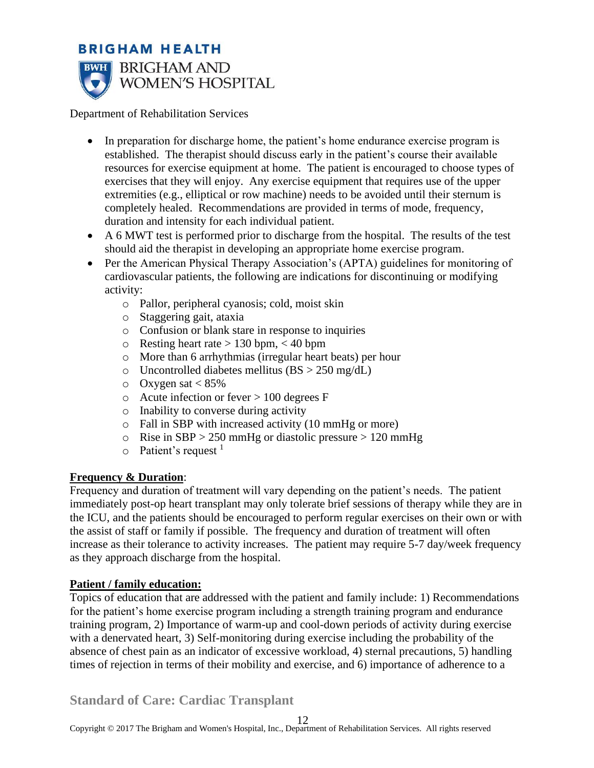Department of Rehabilitation Services

- In preparation for discharge home, the patient's home endurance exercise program is established. The therapist should discuss early in the patient's course their available resources for exercise equipment at home. The patient is encouraged to choose types of exercises that they will enjoy. Any exercise equipment that requires use of the upper extremities (e.g., elliptical or row machine) needs to be avoided until their sternum is completely healed. Recommendations are provided in terms of mode, frequency, duration and intensity for each individual patient.
- A 6 MWT test is performed prior to discharge from the hospital. The results of the test should aid the therapist in developing an appropriate home exercise program.
- Per the American Physical Therapy Association's (APTA) guidelines for monitoring of cardiovascular patients, the following are indications for discontinuing or modifying activity:
  - Pallor, peripheral cyanosis; cold, moist skin
  - Staggering gait, ataxia
  - Confusion or blank stare in response to inquiries
  - Resting heart rate > 130 bpm, < 40 bpm
  - More than 6 arrhythmias (irregular heart beats) per hour
  - Uncontrolled diabetes mellitus (BS > 250 mg/dL)
  - Oxygen sat < 85%
  - Acute infection or fever > 100 degrees F
  - Inability to converse during activity
  - Fall in SBP with increased activity (10 mmHg or more)
  - Rise in SBP > 250 mmHg or diastolic pressure > 120 mmHg
  - Patient's request [1]

**Frequency & Duration**:
Frequency and duration of treatment will vary depending on the patient's needs. The patient immediately post-op heart transplant may only tolerate brief sessions of therapy while they are in the ICU, and the patients should be encouraged to perform regular exercises on their own or with the assist of staff or family if possible. The frequency and duration of treatment will often increase as their tolerance to activity increases. The patient may require 5-7 day/week frequency as they approach discharge from the hospital.

**Patient / family education:**
Topics of education that are addressed with the patient and family include: 1) Recommendations for the patient's home exercise program including a strength training program and endurance training program, 2) Importance of warm-up and cool-down periods of activity during exercise with a denervated heart, 3) Self-monitoring during exercise including the probability of the absence of chest pain as an indicator of excessive workload, 4) sternal precautions, 5) handling times of rejection in terms of their mobility and exercise, and 6) importance of adherence to a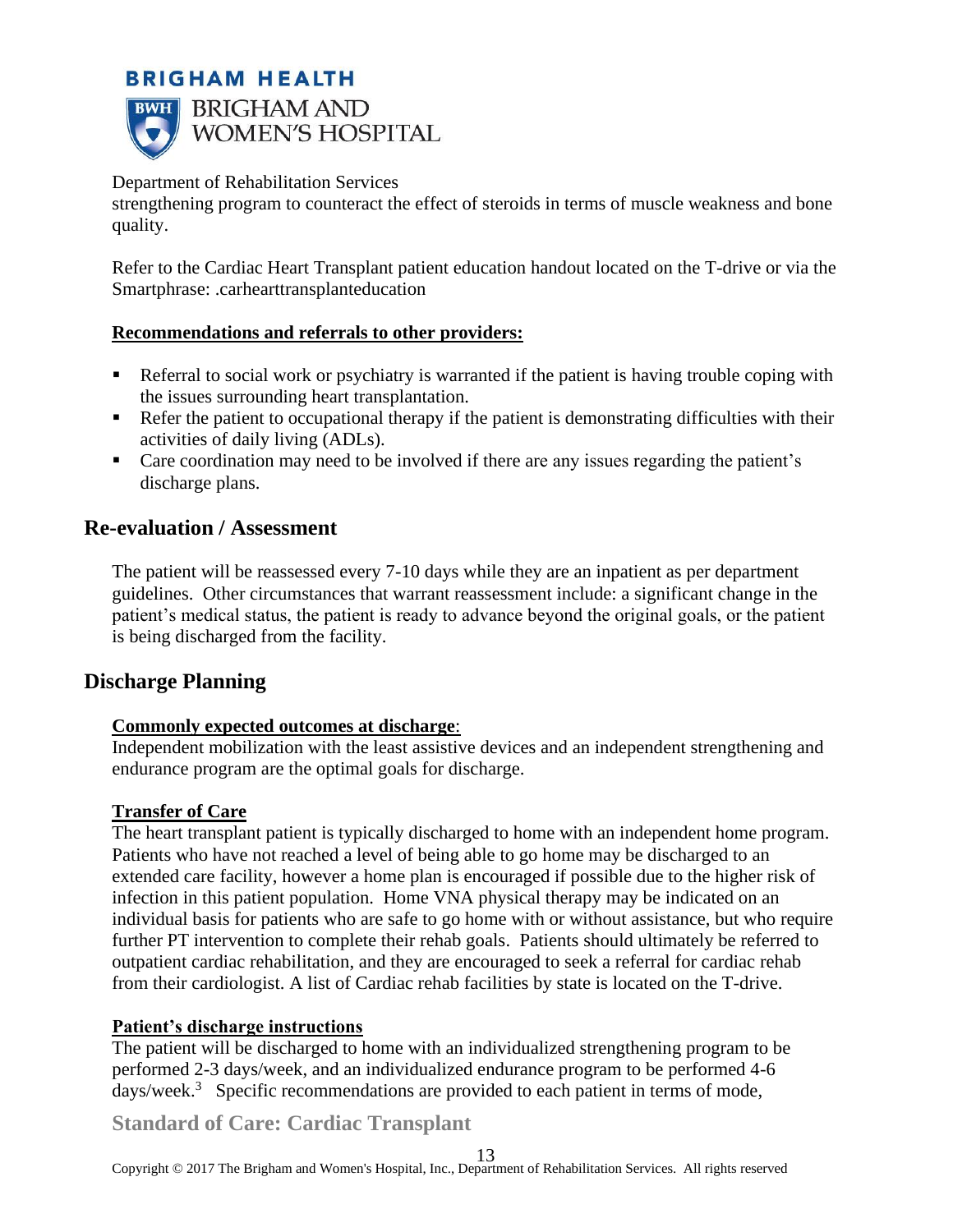strengthening program to counteract the effect of steroids in terms of muscle weakness and bone quality.

Refer to the Cardiac Heart Transplant patient education handout located on the T-drive or via the Smartphrase: .carhearttransplanteducation

**Recommendations and referrals to other providers:**

- Referral to social work or psychiatry is warranted if the patient is having trouble coping with the issues surrounding heart transplantation.
- Refer the patient to occupational therapy if the patient is demonstrating difficulties with their activities of daily living (ADLs).
- Care coordination may need to be involved if there are any issues regarding the patient's discharge plans.

## Re-evaluation / Assessment

The patient will be reassessed every 7-10 days while they are an inpatient as per department guidelines. Other circumstances that warrant reassessment include: a significant change in the patient's medical status, the patient is ready to advance beyond the original goals, or the patient is being discharged from the facility.

## Discharge Planning

**Commonly expected outcomes at discharge**:
Independent mobilization with the least assistive devices and an independent strengthening and endurance program are the optimal goals for discharge.

**Transfer of Care**
The heart transplant patient is typically discharged to home with an independent home program. Patients who have not reached a level of being able to go home may be discharged to an extended care facility, however a home plan is encouraged if possible due to the higher risk of infection in this patient population. Home VNA physical therapy may be indicated on an individual basis for patients who are safe to go home with or without assistance, but who require further PT intervention to complete their rehab goals. Patients should ultimately be referred to outpatient cardiac rehabilitation, and they are encouraged to seek a referral for cardiac rehab from their cardiologist. A list of Cardiac rehab facilities by state is located on the T-drive.

**Patient's discharge instructions**
The patient will be discharged to home with an individualized strengthening program to be performed 2-3 days/week, and an individualized endurance program to be performed 4-6 days/week.[3] Specific recommendations are provided to each patient in terms of mode,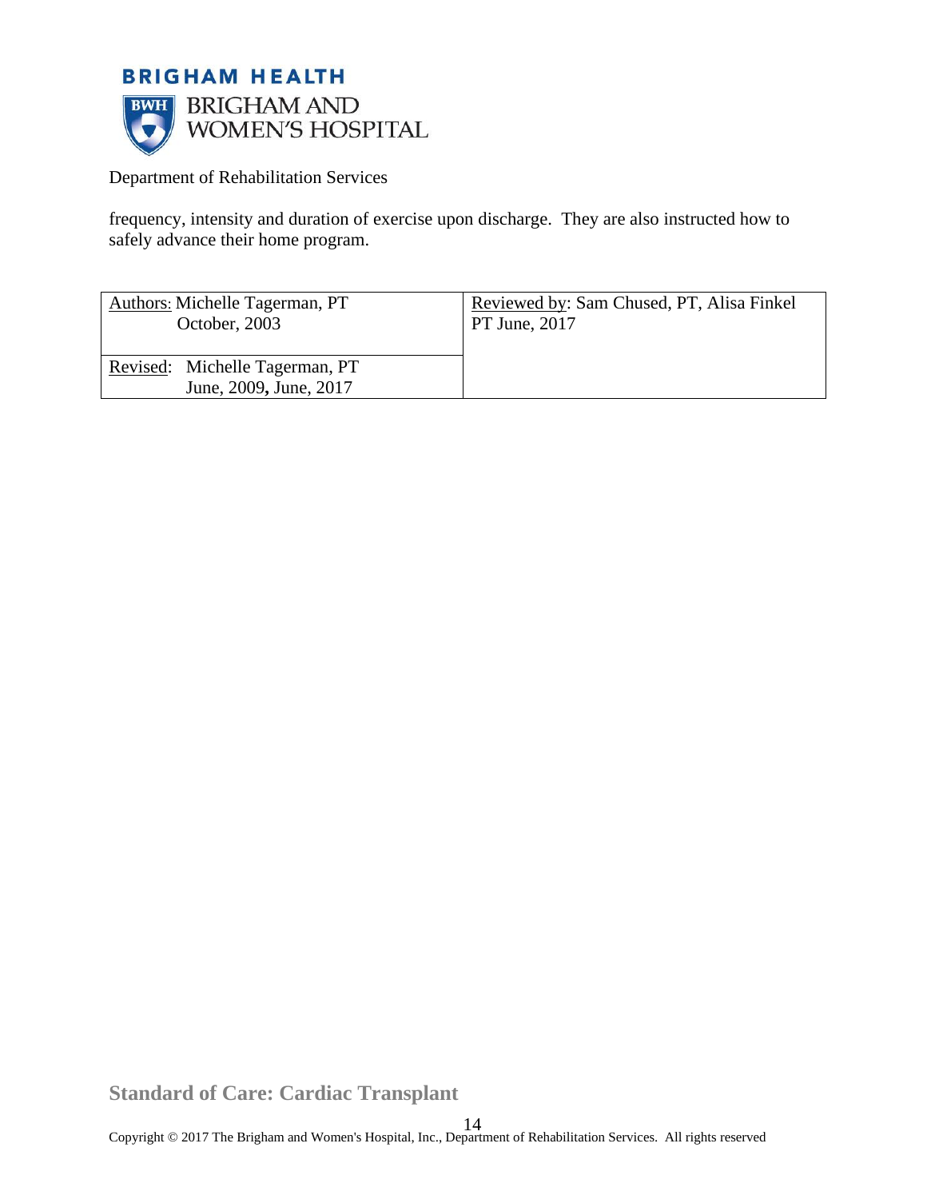frequency, intensity and duration of exercise upon discharge. They are also instructed how to safely advance their home program.

| Authors: Michelle Tagerman, PT<br>October, 2003 | Reviewed by: Sam Chused, PT, Alisa Finkel PT June, 2017 |
|---|---|
| Revised: Michelle Tagerman, PT<br>June, 2009, June, 2017 | |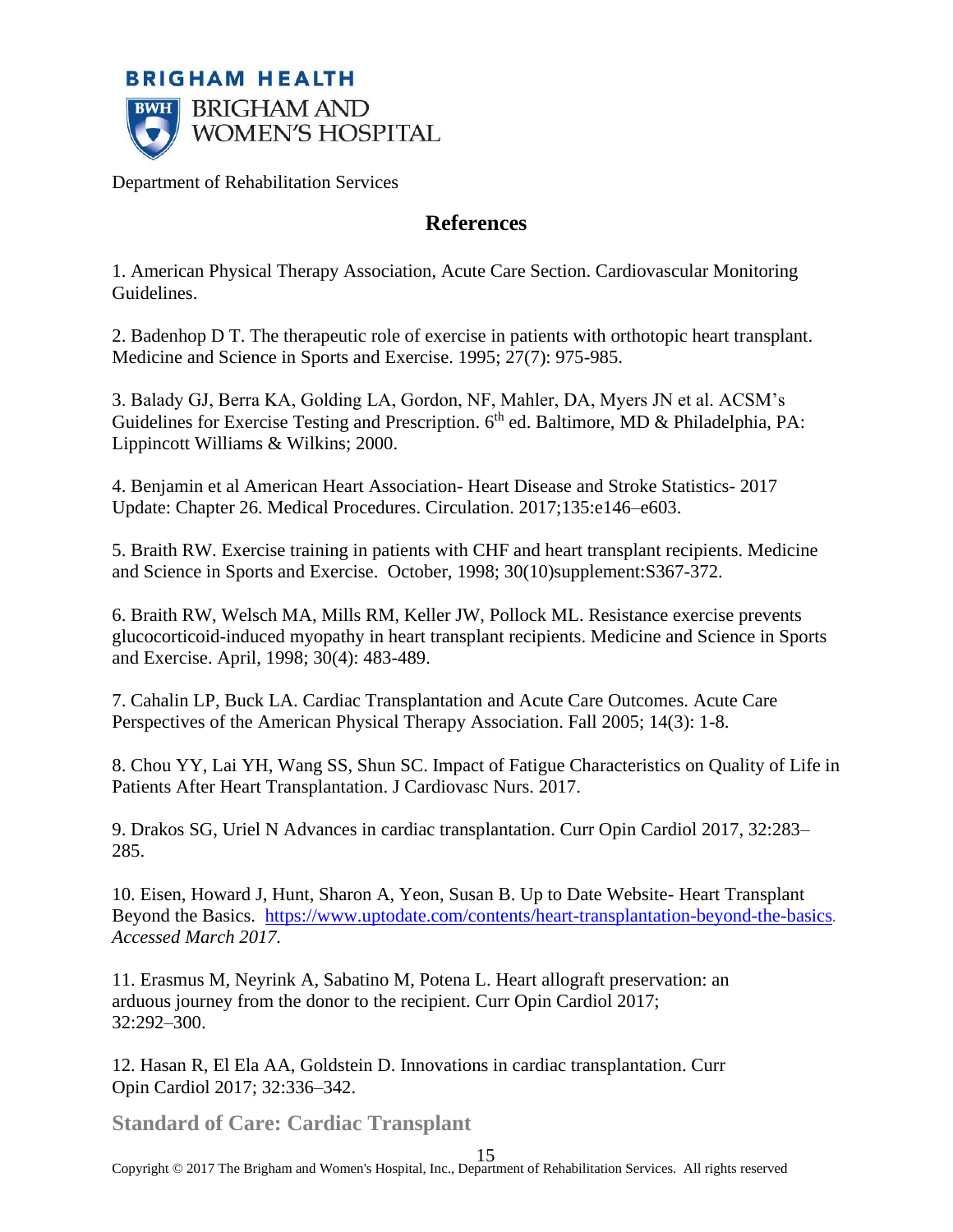Department of Rehabilitation Services

## References

1. American Physical Therapy Association, Acute Care Section. Cardiovascular Monitoring Guidelines.

2. Badenhop D T. The therapeutic role of exercise in patients with orthotopic heart transplant. Medicine and Science in Sports and Exercise. 1995; 27(7): 975-985.

3. Balady GJ, Berra KA, Golding LA, Gordon, NF, Mahler, DA, Myers JN et al. ACSM's Guidelines for Exercise Testing and Prescription. 6th ed. Baltimore, MD & Philadelphia, PA: Lippincott Williams & Wilkins; 2000.

4. Benjamin et al American Heart Association- Heart Disease and Stroke Statistics- 2017 Update: Chapter 26. Medical Procedures. Circulation. 2017;135:e146–e603.

5. Braith RW. Exercise training in patients with CHF and heart transplant recipients. Medicine and Science in Sports and Exercise. October, 1998; 30(10)supplement:S367-372.

6. Braith RW, Welsch MA, Mills RM, Keller JW, Pollock ML. Resistance exercise prevents glucocorticoid-induced myopathy in heart transplant recipients. Medicine and Science in Sports and Exercise. April, 1998; 30(4): 483-489.

7. Cahalin LP, Buck LA. Cardiac Transplantation and Acute Care Outcomes. Acute Care Perspectives of the American Physical Therapy Association. Fall 2005; 14(3): 1-8.

8. Chou YY, Lai YH, Wang SS, Shun SC. Impact of Fatigue Characteristics on Quality of Life in Patients After Heart Transplantation. J Cardiovasc Nurs. 2017.

9. Drakos SG, Uriel N Advances in cardiac transplantation. Curr Opin Cardiol 2017, 32:283–285.

10. Eisen, Howard J, Hunt, Sharon A, Yeon, Susan B. Up to Date Website- Heart Transplant Beyond the Basics. https://www.uptodate.com/contents/heart-transplantation-beyond-the-basics. *Accessed March 2017.*

11. Erasmus M, Neyrink A, Sabatino M, Potena L. Heart allograft preservation: an arduous journey from the donor to the recipient. Curr Opin Cardiol 2017; 32:292–300.

12. Hasan R, El Ela AA, Goldstein D. Innovations in cardiac transplantation. Curr Opin Cardiol 2017; 32:336–342.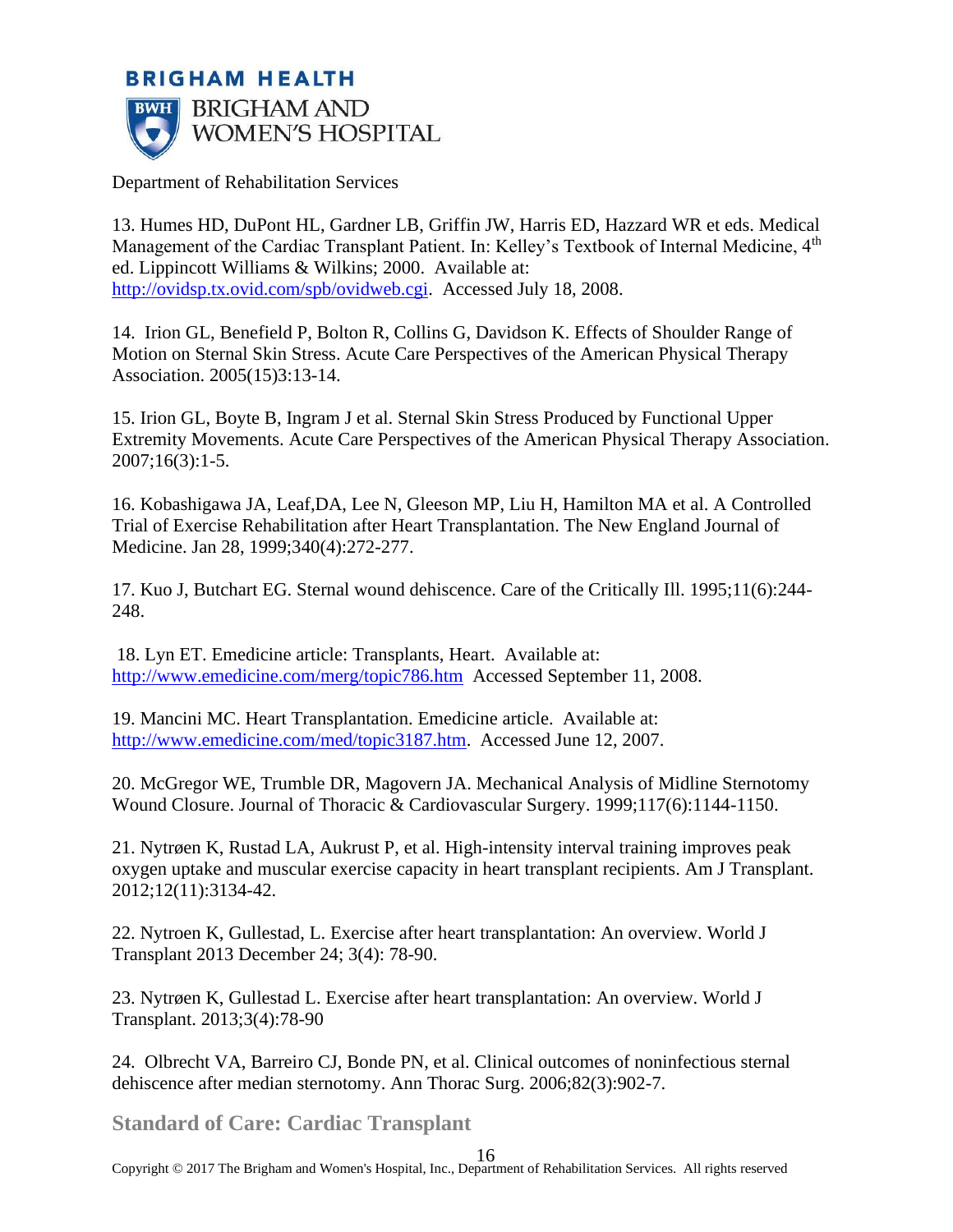13. Humes HD, DuPont HL, Gardner LB, Griffin JW, Harris ED, Hazzard WR et eds. Medical Management of the Cardiac Transplant Patient. In: Kelley's Textbook of Internal Medicine, 4th ed. Lippincott Williams & Wilkins; 2000. Available at: http://ovidsp.tx.ovid.com/spb/ovidweb.cgi. Accessed July 18, 2008.

14. Irion GL, Benefield P, Bolton R, Collins G, Davidson K. Effects of Shoulder Range of Motion on Sternal Skin Stress. Acute Care Perspectives of the American Physical Therapy Association. 2005(15)3:13-14.

15. Irion GL, Boyte B, Ingram J et al. Sternal Skin Stress Produced by Functional Upper Extremity Movements. Acute Care Perspectives of the American Physical Therapy Association. 2007;16(3):1-5.

16. Kobashigawa JA, Leaf,DA, Lee N, Gleeson MP, Liu H, Hamilton MA et al. A Controlled Trial of Exercise Rehabilitation after Heart Transplantation. The New England Journal of Medicine. Jan 28, 1999;340(4):272-277.

17. Kuo J, Butchart EG. Sternal wound dehiscence. Care of the Critically Ill. 1995;11(6):244-248.

18. Lyn ET. Emedicine article: Transplants, Heart. Available at: http://www.emedicine.com/merg/topic786.htm Accessed September 11, 2008.

19. Mancini MC. Heart Transplantation. Emedicine article. Available at: http://www.emedicine.com/med/topic3187.htm. Accessed June 12, 2007.

20. McGregor WE, Trumble DR, Magovern JA. Mechanical Analysis of Midline Sternotomy Wound Closure. Journal of Thoracic & Cardiovascular Surgery. 1999;117(6):1144-1150.

21. Nytrøen K, Rustad LA, Aukrust P, et al. High-intensity interval training improves peak oxygen uptake and muscular exercise capacity in heart transplant recipients. Am J Transplant. 2012;12(11):3134-42.

22. Nytroen K, Gullestad, L. Exercise after heart transplantation: An overview. World J Transplant 2013 December 24; 3(4): 78-90.

23. Nytrøen K, Gullestad L. Exercise after heart transplantation: An overview. World J Transplant. 2013;3(4):78-90

24. Olbrecht VA, Barreiro CJ, Bonde PN, et al. Clinical outcomes of noninfectious sternal dehiscence after median sternotomy. Ann Thorac Surg. 2006;82(3):902-7.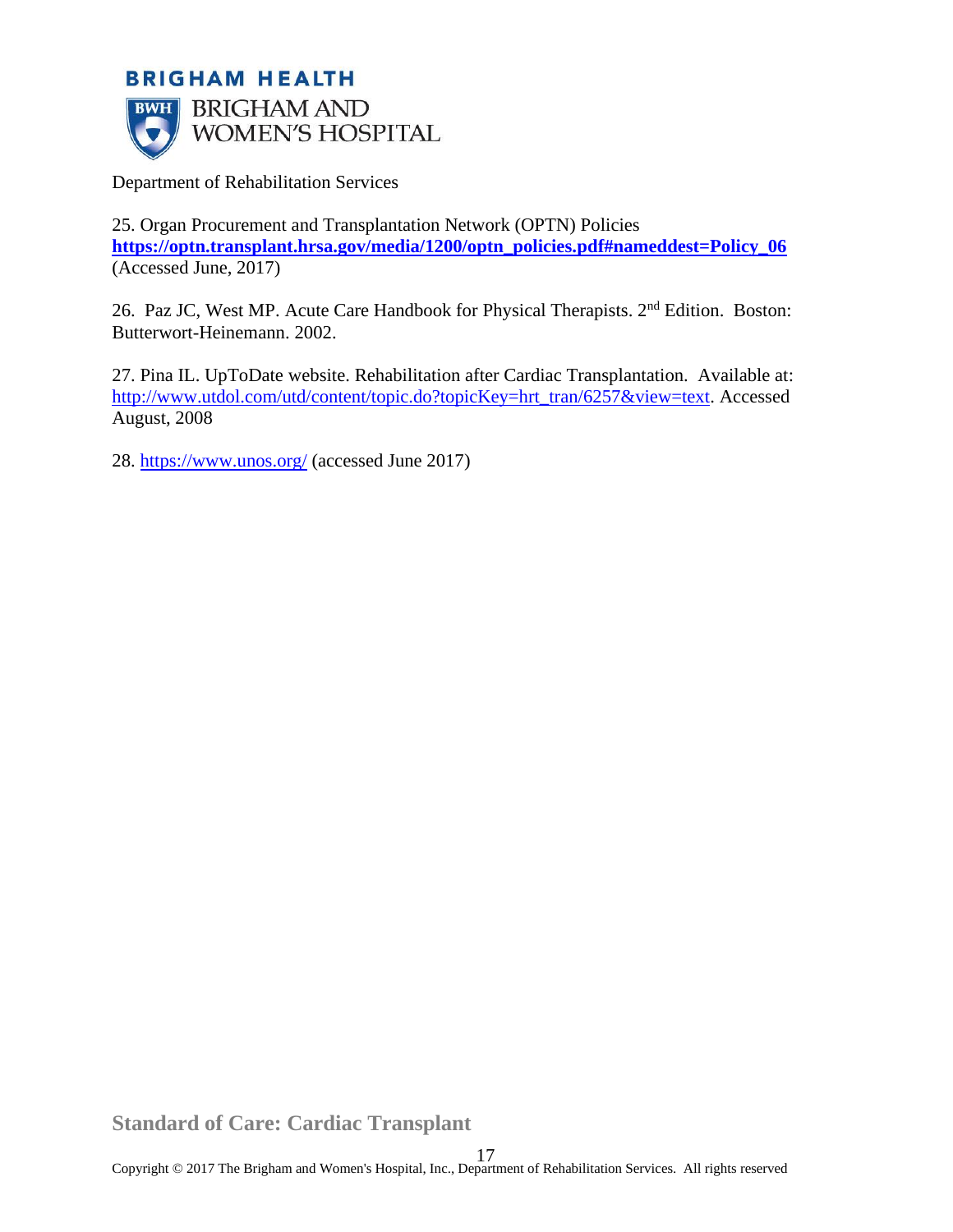Department of Rehabilitation Services

25. Organ Procurement and Transplantation Network (OPTN) Policies **https://optn.transplant.hrsa.gov/media/1200/optn_policies.pdf#nameddest=Policy_06** (Accessed June, 2017)

26. Paz JC, West MP. Acute Care Handbook for Physical Therapists. 2nd Edition. Boston: Butterwort-Heinemann. 2002.

27. Pina IL. UpToDate website. Rehabilitation after Cardiac Transplantation. Available at: http://www.utdol.com/utd/content/topic.do?topicKey=hrt_tran/6257&view=text. Accessed August, 2008

28. https://www.unos.org/ (accessed June 2017)